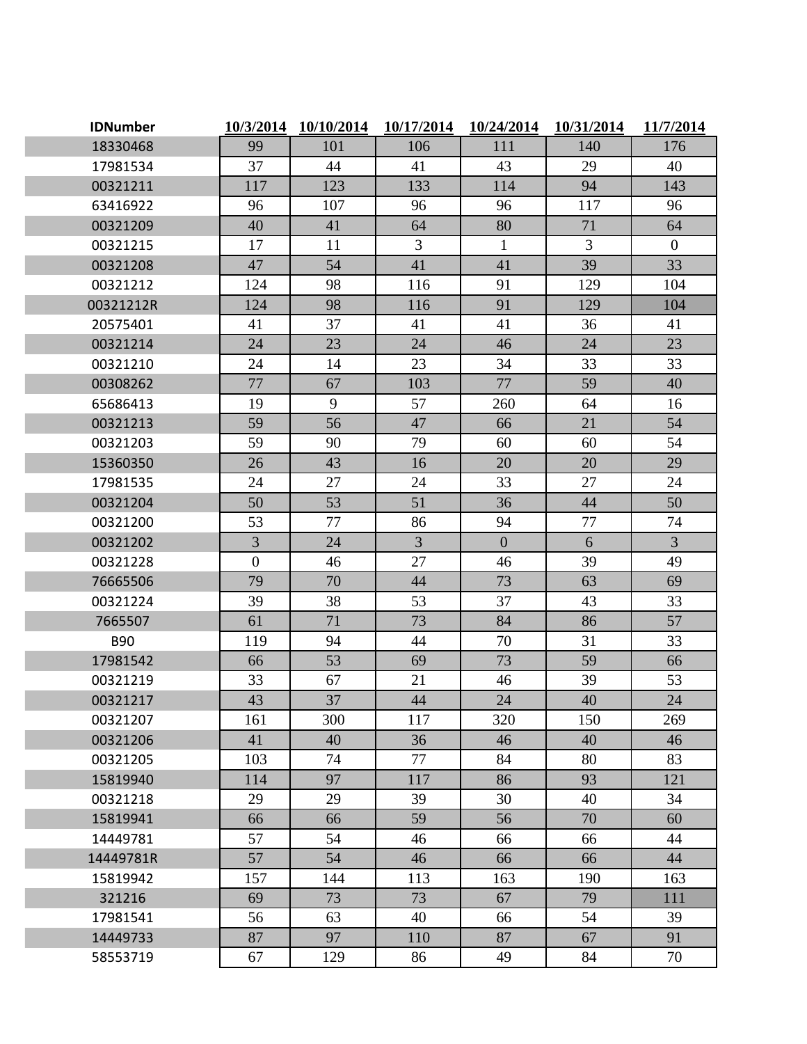| IDNumber | 10/3/2014 | 10/10/2014 | 10/17/2014 | 10/24/2014 | 10/31/2014 | 11/7/2014 |
|---|---|---|---|---|---|---|
| 18330468 | 99 | 101 | 106 | 111 | 140 | 176 |
| 17981534 | 37 | 44 | 41 | 43 | 29 | 40 |
| 00321211 | 117 | 123 | 133 | 114 | 94 | 143 |
| 63416922 | 96 | 107 | 96 | 96 | 117 | 96 |
| 00321209 | 40 | 41 | 64 | 80 | 71 | 64 |
| 00321215 | 17 | 11 | 3 | 1 | 3 | 0 |
| 00321208 | 47 | 54 | 41 | 41 | 39 | 33 |
| 00321212 | 124 | 98 | 116 | 91 | 129 | 104 |
| 00321212R | 124 | 98 | 116 | 91 | 129 | 104 |
| 20575401 | 41 | 37 | 41 | 41 | 36 | 41 |
| 00321214 | 24 | 23 | 24 | 46 | 24 | 23 |
| 00321210 | 24 | 14 | 23 | 34 | 33 | 33 |
| 00308262 | 77 | 67 | 103 | 77 | 59 | 40 |
| 65686413 | 19 | 9 | 57 | 260 | 64 | 16 |
| 00321213 | 59 | 56 | 47 | 66 | 21 | 54 |
| 00321203 | 59 | 90 | 79 | 60 | 60 | 54 |
| 15360350 | 26 | 43 | 16 | 20 | 20 | 29 |
| 17981535 | 24 | 27 | 24 | 33 | 27 | 24 |
| 00321204 | 50 | 53 | 51 | 36 | 44 | 50 |
| 00321200 | 53 | 77 | 86 | 94 | 77 | 74 |
| 00321202 | 3 | 24 | 3 | 0 | 6 | 3 |
| 00321228 | 0 | 46 | 27 | 46 | 39 | 49 |
| 76665506 | 79 | 70 | 44 | 73 | 63 | 69 |
| 00321224 | 39 | 38 | 53 | 37 | 43 | 33 |
| 7665507 | 61 | 71 | 73 | 84 | 86 | 57 |
| B90 | 119 | 94 | 44 | 70 | 31 | 33 |
| 17981542 | 66 | 53 | 69 | 73 | 59 | 66 |
| 00321219 | 33 | 67 | 21 | 46 | 39 | 53 |
| 00321217 | 43 | 37 | 44 | 24 | 40 | 24 |
| 00321207 | 161 | 300 | 117 | 320 | 150 | 269 |
| 00321206 | 41 | 40 | 36 | 46 | 40 | 46 |
| 00321205 | 103 | 74 | 77 | 84 | 80 | 83 |
| 15819940 | 114 | 97 | 117 | 86 | 93 | 121 |
| 00321218 | 29 | 29 | 39 | 30 | 40 | 34 |
| 15819941 | 66 | 66 | 59 | 56 | 70 | 60 |
| 14449781 | 57 | 54 | 46 | 66 | 66 | 44 |
| 14449781R | 57 | 54 | 46 | 66 | 66 | 44 |
| 15819942 | 157 | 144 | 113 | 163 | 190 | 163 |
| 321216 | 69 | 73 | 73 | 67 | 79 | 111 |
| 17981541 | 56 | 63 | 40 | 66 | 54 | 39 |
| 14449733 | 87 | 97 | 110 | 87 | 67 | 91 |
| 58553719 | 67 | 129 | 86 | 49 | 84 | 70 |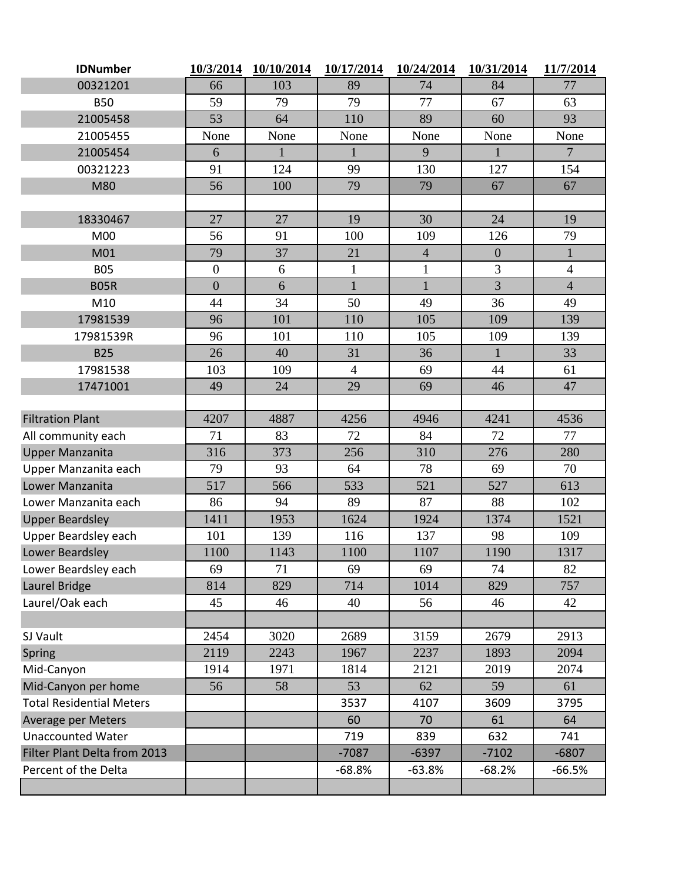| IDNumber | 10/3/2014 | 10/10/2014 | 10/17/2014 | 10/24/2014 | 10/31/2014 | 11/7/2014 |
|---|---|---|---|---|---|---|
| 00321201 | 66 | 103 | 89 | 74 | 84 | 77 |
| B50 | 59 | 79 | 79 | 77 | 67 | 63 |
| 21005458 | 53 | 64 | 110 | 89 | 60 | 93 |
| 21005455 | None | None | None | None | None | None |
| 21005454 | 6 | 1 | 1 | 9 | 1 | 7 |
| 00321223 | 91 | 124 | 99 | 130 | 127 | 154 |
| M80 | 56 | 100 | 79 | 79 | 67 | 67 |
| | | | | | | |
| 18330467 | 27 | 27 | 19 | 30 | 24 | 19 |
| M00 | 56 | 91 | 100 | 109 | 126 | 79 |
| M01 | 79 | 37 | 21 | 4 | 0 | 1 |
| B05 | 0 | 6 | 1 | 1 | 3 | 4 |
| B05R | 0 | 6 | 1 | 1 | 3 | 4 |
| M10 | 44 | 34 | 50 | 49 | 36 | 49 |
| 17981539 | 96 | 101 | 110 | 105 | 109 | 139 |
| 17981539R | 96 | 101 | 110 | 105 | 109 | 139 |
| B25 | 26 | 40 | 31 | 36 | 1 | 33 |
| 17981538 | 103 | 109 | 4 | 69 | 44 | 61 |
| 17471001 | 49 | 24 | 29 | 69 | 46 | 47 |
| | | | | | | |
| Filtration Plant | 4207 | 4887 | 4256 | 4946 | 4241 | 4536 |
| All community each | 71 | 83 | 72 | 84 | 72 | 77 |
| Upper Manzanita | 316 | 373 | 256 | 310 | 276 | 280 |
| Upper Manzanita each | 79 | 93 | 64 | 78 | 69 | 70 |
| Lower Manzanita | 517 | 566 | 533 | 521 | 527 | 613 |
| Lower Manzanita each | 86 | 94 | 89 | 87 | 88 | 102 |
| Upper Beardsley | 1411 | 1953 | 1624 | 1924 | 1374 | 1521 |
| Upper Beardsley each | 101 | 139 | 116 | 137 | 98 | 109 |
| Lower Beardsley | 1100 | 1143 | 1100 | 1107 | 1190 | 1317 |
| Lower Beardsley each | 69 | 71 | 69 | 69 | 74 | 82 |
| Laurel Bridge | 814 | 829 | 714 | 1014 | 829 | 757 |
| Laurel/Oak each | 45 | 46 | 40 | 56 | 46 | 42 |
| | | | | | | |
| SJ Vault | 2454 | 3020 | 2689 | 3159 | 2679 | 2913 |
| Spring | 2119 | 2243 | 1967 | 2237 | 1893 | 2094 |
| Mid-Canyon | 1914 | 1971 | 1814 | 2121 | 2019 | 2074 |
| Mid-Canyon per home | 56 | 58 | 53 | 62 | 59 | 61 |
| Total Residential Meters | | | 3537 | 4107 | 3609 | 3795 |
| Average per Meters | | | 60 | 70 | 61 | 64 |
| Unaccounted Water | | | 719 | 839 | 632 | 741 |
| Filter Plant Delta from 2013 | | | -7087 | -6397 | -7102 | -6807 |
| Percent of the Delta | | | -68.8% | -63.8% | -68.2% | -66.5% |
| | | | | | | |